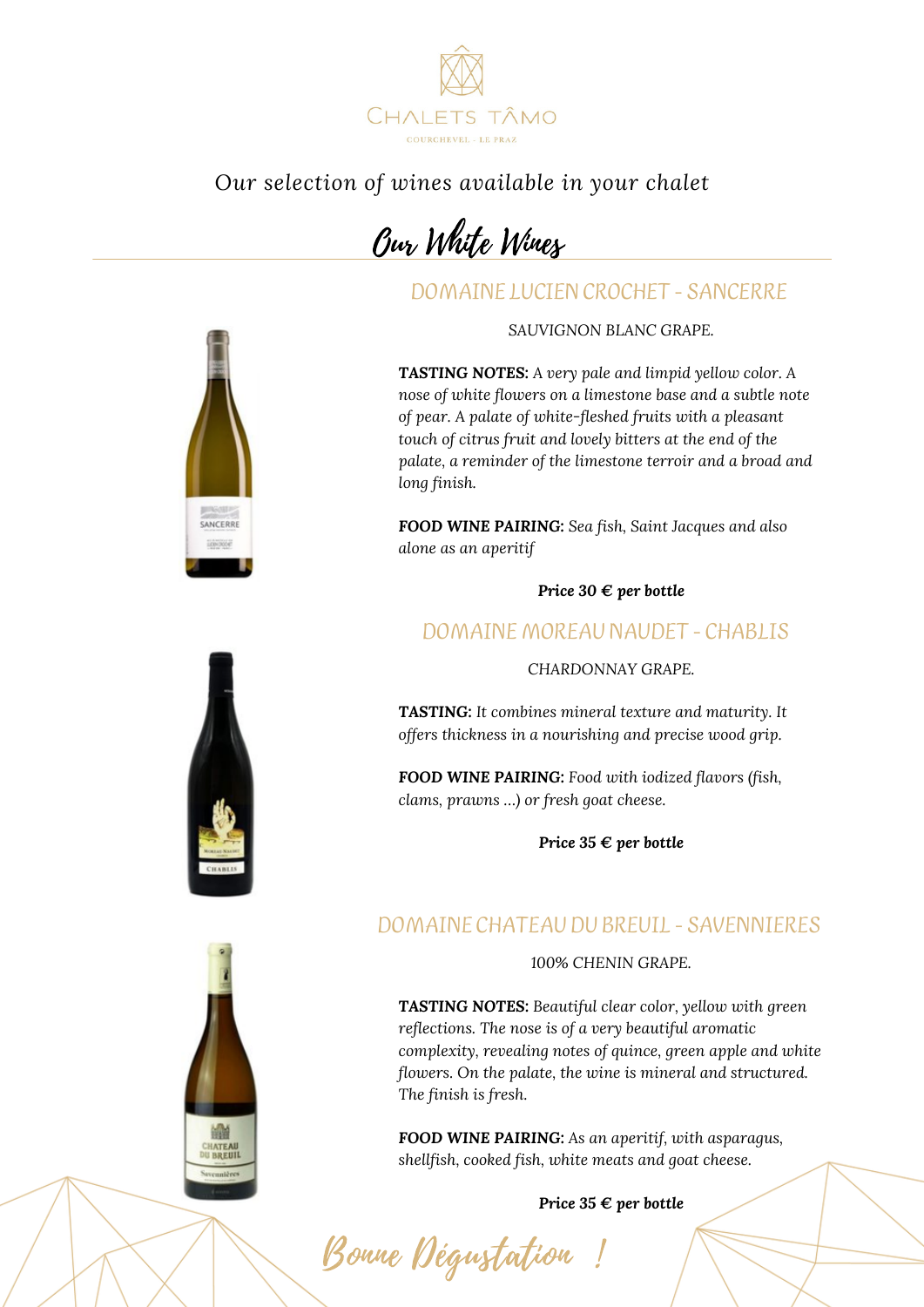CHALETS TÂMO

COURCHEVEL - LE PRAZ

*Our selection of wines available in your chalet*

# Our White Wines

## DOMAINE LUCIEN CROCHET - SANCERRE

SAUVIGNON BLANC GRAPE.

**TASTING NOTES:** *A very pale and limpid yellow color. A nose of white flowers on a limestone base and a subtle note of pear. A palate of white-fleshed fruits with a pleasant touch of citrus fruit and lovely bitters at the end of the palate, a reminder of the limestone terroir and a broad and long finish.*

**FOOD WINE PAIRING:** *Sea fish, Saint Jacques and also alone as an aperitif*

***Price 30 € per bottle***

## DOMAINE MOREAU NAUDET - CHABLIS

CHARDONNAY GRAPE.

**TASTING:** *It combines mineral texture and maturity. It offers thickness in a nourishing and precise wood grip.*

**FOOD WINE PAIRING:** *Food with iodized flavors (fish, clams, prawns ...) or fresh goat cheese.*

***Price 35 € per bottle***

## DOMAINE CHATEAU DU BREUIL - SAVENNIERES

100% CHENIN GRAPE.

**TASTING NOTES:** *Beautiful clear color, yellow with green reflections. The nose is of a very beautiful aromatic complexity, revealing notes of quince, green apple and white flowers. On the palate, the wine is mineral and structured. The finish is fresh.*

**FOOD WINE PAIRING:** *As an aperitif, with asparagus, shellfish, cooked fish, white meats and goat cheese.*

***Price 35 € per bottle***

*Bonne Dégustation !*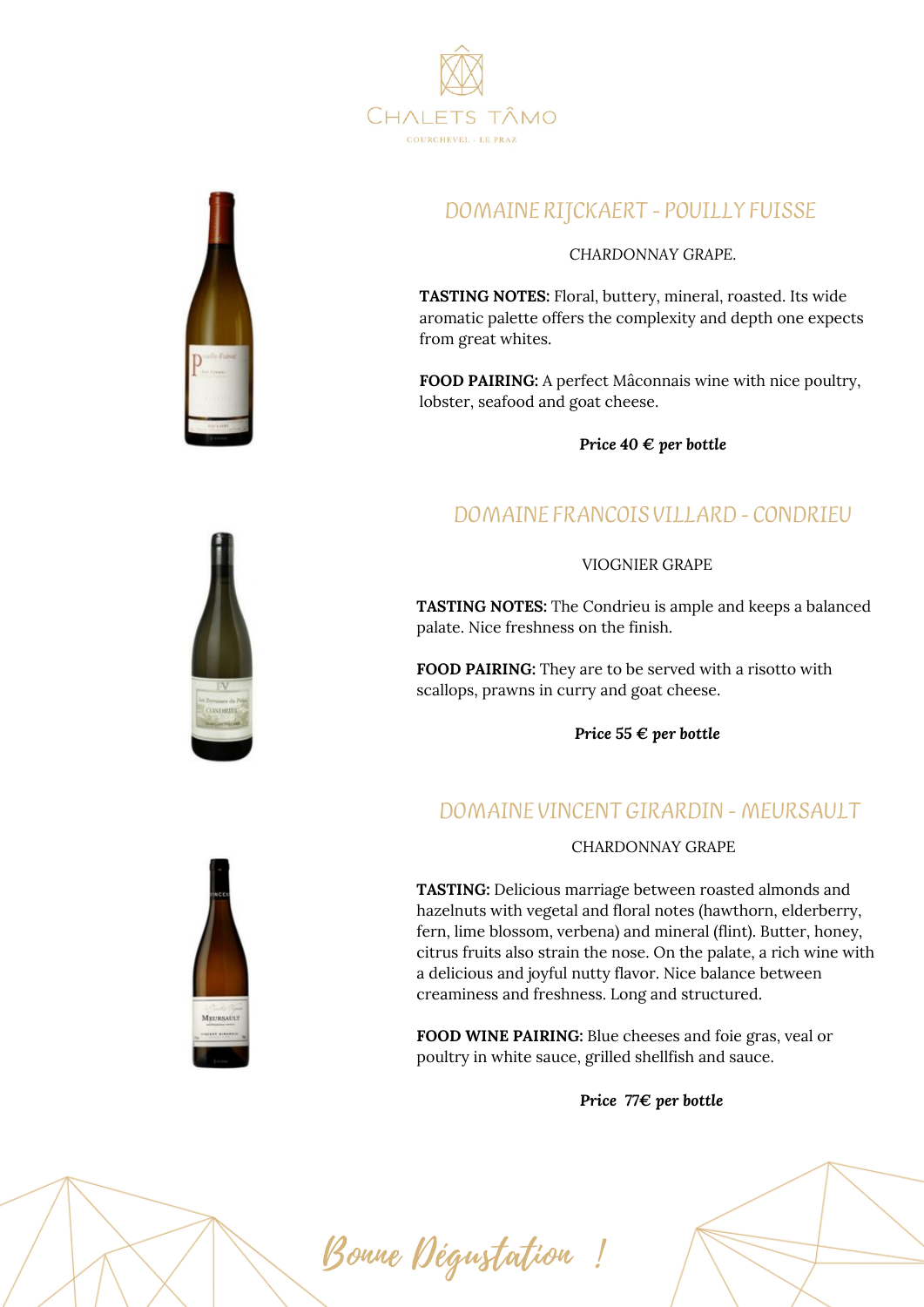# CHALETS TÂMO

COURCHEVEL - LE PRAZ

## DOMAINE RIJCKAERT - POUILLY FUISSE

CHARDONNAY GRAPE.

**TASTING NOTES:** Floral, buttery, mineral, roasted. Its wide aromatic palette offers the complexity and depth one expects from great whites.

**FOOD PAIRING:** A perfect Mâconnais wine with nice poultry, lobster, seafood and goat cheese.

***Price 40 € per bottle***

## DOMAINE FRANCOIS VILLARD - CONDRIEU

VIOGNIER GRAPE

**TASTING NOTES:** The Condrieu is ample and keeps a balanced palate. Nice freshness on the finish.

**FOOD PAIRING:** They are to be served with a risotto with scallops, prawns in curry and goat cheese.

***Price 55 € per bottle***

## DOMAINE VINCENT GIRARDIN - MEURSAULT

CHARDONNAY GRAPE

**TASTING:** Delicious marriage between roasted almonds and hazelnuts with vegetal and floral notes (hawthorn, elderberry, fern, lime blossom, verbena) and mineral (flint). Butter, honey, citrus fruits also strain the nose. On the palate, a rich wine with a delicious and joyful nutty flavor. Nice balance between creaminess and freshness. Long and structured.

**FOOD WINE PAIRING:** Blue cheeses and foie gras, veal or poultry in white sauce, grilled shellfish and sauce.

***Price 77€ per bottle***

*Bonne Dégustation !*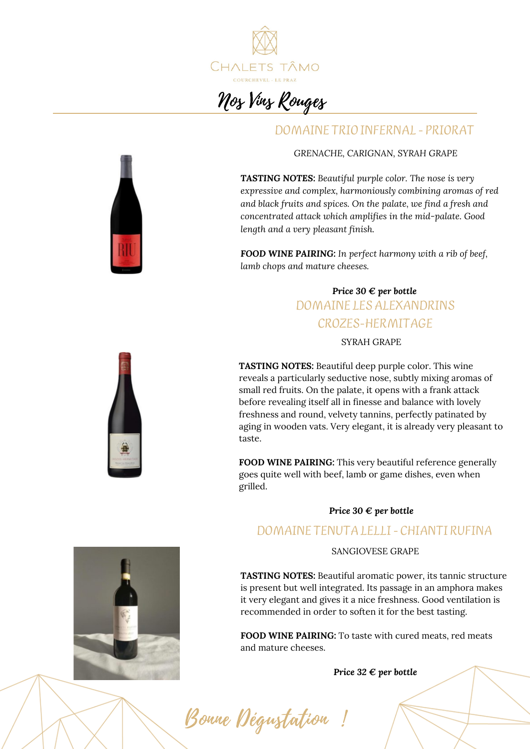CHALETS TÂMO

COURCHEVEL - LE PRAZ

# Nos Vins Rouges

## DOMAINE TRIO INFERNAL - PRIORAT

GRENACHE, CARIGNAN, SYRAH GRAPE

**TASTING NOTES:** *Beautiful purple color. The nose is very expressive and complex, harmoniously combining aromas of red and black fruits and spices. On the palate, we find a fresh and concentrated attack which amplifies in the mid-palate. Good length and a very pleasant finish.*

**FOOD WINE PAIRING:** *In perfect harmony with a rib of beef, lamb chops and mature cheeses.*

***Price 30 € per bottle***

## DOMAINE LES ALEXANDRINS CROZES-HERMITAGE

SYRAH GRAPE

**TASTING NOTES:** Beautiful deep purple color. This wine reveals a particularly seductive nose, subtly mixing aromas of small red fruits. On the palate, it opens with a frank attack before revealing itself all in finesse and balance with lovely freshness and round, velvety tannins, perfectly patinated by aging in wooden vats. Very elegant, it is already very pleasant to taste.

**FOOD WINE PAIRING:** This very beautiful reference generally goes quite well with beef, lamb or game dishes, even when grilled.

***Price 30 € per bottle***

## DOMAINE TENUTA LELLI - CHIANTI RUFINA

SANGIOVESE GRAPE

**TASTING NOTES:** Beautiful aromatic power, its tannic structure is present but well integrated. Its passage in an amphora makes it very elegant and gives it a nice freshness. Good ventilation is recommended in order to soften it for the best tasting.

**FOOD WINE PAIRING:** To taste with cured meats, red meats and mature cheeses.

***Price 32 € per bottle***

*Bonne Dégustation !*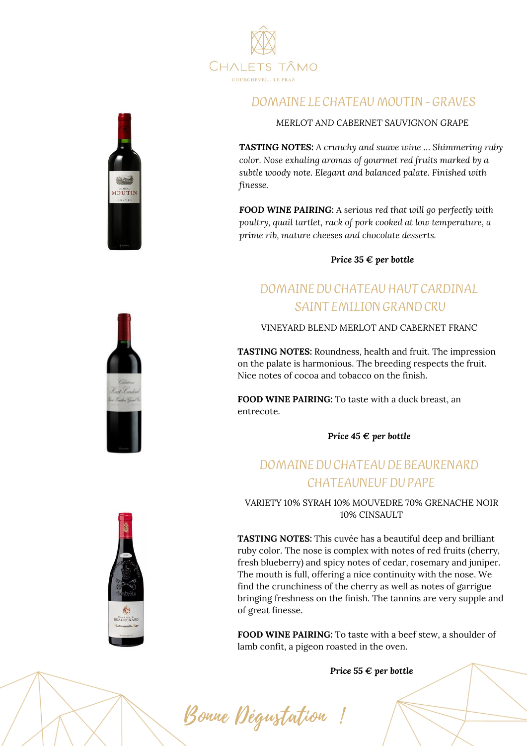CHALETS TÂMO

COURCHEVEL - LE PRAZ

## DOMAINE LE CHATEAU MOUTIN - GRAVES

MERLOT AND CABERNET SAUVIGNON GRAPE

**TASTING NOTES:** *A crunchy and suave wine ... Shimmering ruby color. Nose exhaling aromas of gourmet red fruits marked by a subtle woody note. Elegant and balanced palate. Finished with finesse.*

**FOOD WINE PAIRING:** *A serious red that will go perfectly with poultry, quail tartlet, rack of pork cooked at low temperature, a prime rib, mature cheeses and chocolate desserts.*

***Price 35 € per bottle***

## DOMAINE DU CHATEAU HAUT CARDINAL SAINT EMILION GRAND CRU

VINEYARD BLEND MERLOT AND CABERNET FRANC

**TASTING NOTES:** Roundness, health and fruit. The impression on the palate is harmonious. The breeding respects the fruit. Nice notes of cocoa and tobacco on the finish.

**FOOD WINE PAIRING:** To taste with a duck breast, an entrecote.

***Price 45 € per bottle***

## DOMAINE DU CHATEAU DE BEAURENARD CHATEAUNEUF DU PAPE

VARIETY 10% SYRAH 10% MOUVEDRE 70% GRENACHE NOIR 10% CINSAULT

**TASTING NOTES:** This cuvée has a beautiful deep and brilliant ruby color. The nose is complex with notes of red fruits (cherry, fresh blueberry) and spicy notes of cedar, rosemary and juniper. The mouth is full, offering a nice continuity with the nose. We find the crunchiness of the cherry as well as notes of garrigue bringing freshness on the finish. The tannins are very supple and of great finesse.

**FOOD WINE PAIRING:** To taste with a beef stew, a shoulder of lamb confit, a pigeon roasted in the oven.

***Price 55 € per bottle***

*Bonne Dégustation !*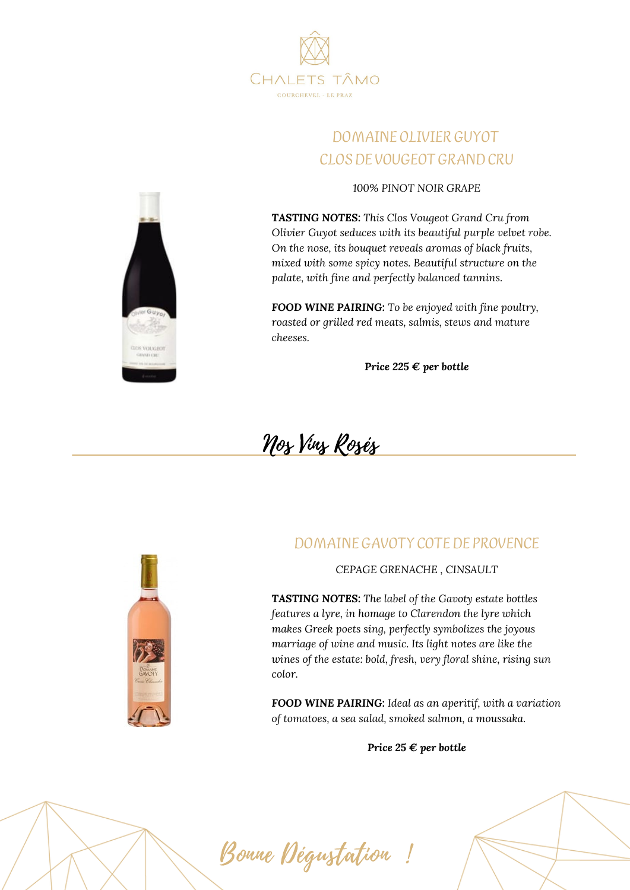CHALETS TÂMO

COURCHEVEL - LE PRAZ

## DOMAINE OLIVIER GUYOT
## CLOS DE VOUGEOT GRAND CRU

100% PINOT NOIR GRAPE

**TASTING NOTES:** *This Clos Vougeot Grand Cru from Olivier Guyot seduces with its beautiful purple velvet robe. On the nose, its bouquet reveals aromas of black fruits, mixed with some spicy notes. Beautiful structure on the palate, with fine and perfectly balanced tannins.*

**FOOD WINE PAIRING:** *To be enjoyed with fine poultry, roasted or grilled red meats, salmis, stews and mature cheeses.*

***Price 225 € per bottle***

# Nos Vins Rosés

## DOMAINE GAVOTY COTE DE PROVENCE

CEPAGE GRENACHE , CINSAULT

**TASTING NOTES:** *The label of the Gavoty estate bottles features a lyre, in homage to Clarendon the lyre which makes Greek poets sing, perfectly symbolizes the joyous marriage of wine and music. Its light notes are like the wines of the estate: bold, fresh, very floral shine, rising sun color.*

**FOOD WINE PAIRING:** *Ideal as an aperitif, with a variation of tomatoes, a sea salad, smoked salmon, a moussaka.*

***Price 25 € per bottle***

*Bonne Dégustation !*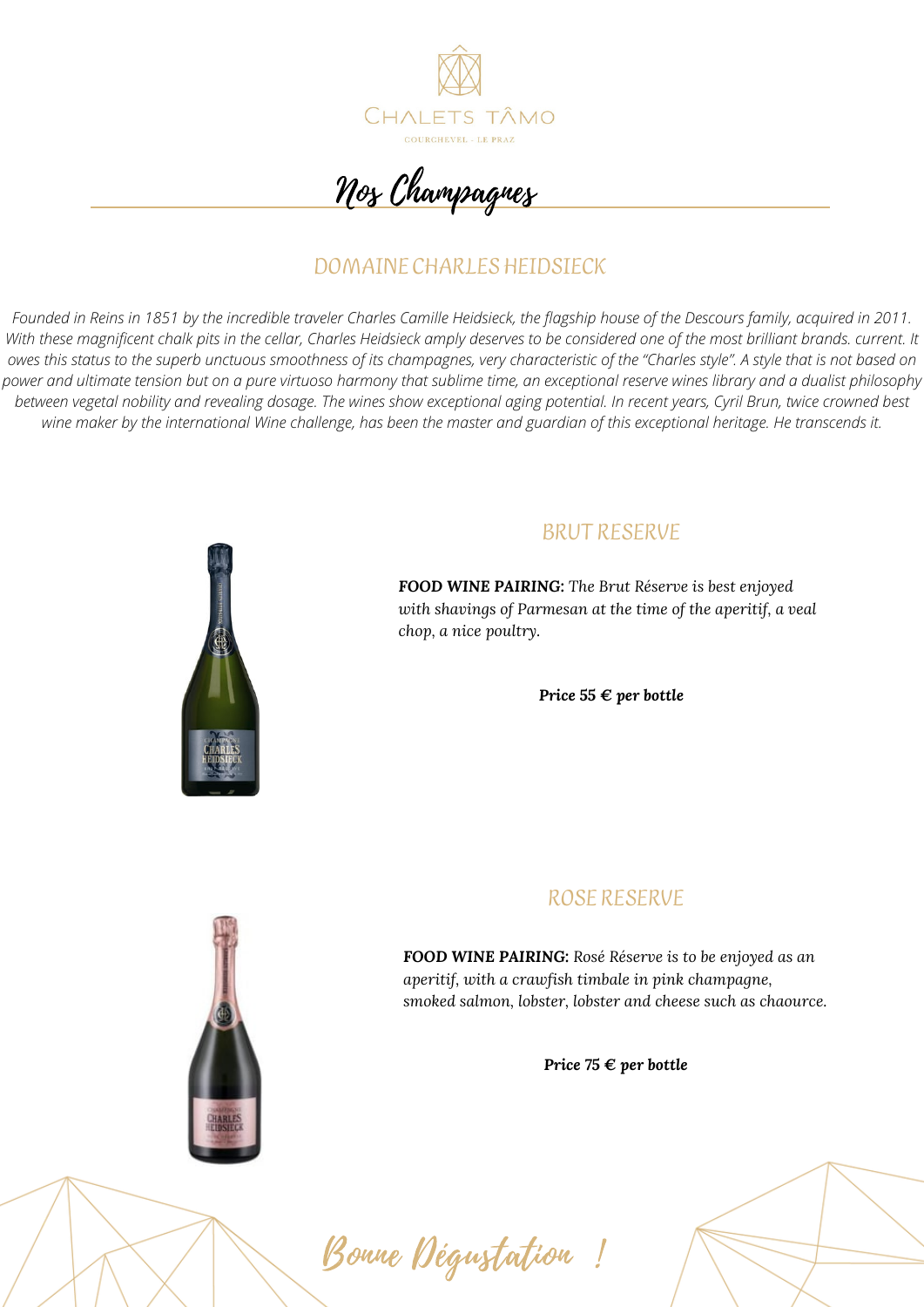CHALETS TÂMO

COURCHEVEL - LE PRAZ

# Nos Champagnes

## DOMAINE CHARLES HEIDSIECK

*Founded in Reins in 1851 by the incredible traveler Charles Camille Heidsieck, the flagship house of the Descours family, acquired in 2011. With these magnificent chalk pits in the cellar, Charles Heidsieck amply deserves to be considered one of the most brilliant brands. current. It owes this status to the superb unctuous smoothness of its champagnes, very characteristic of the "Charles style". A style that is not based on power and ultimate tension but on a pure virtuoso harmony that sublime time, an exceptional reserve wines library and a dualist philosophy between vegetal nobility and revealing dosage. The wines show exceptional aging potential. In recent years, Cyril Brun, twice crowned best wine maker by the international Wine challenge, has been the master and guardian of this exceptional heritage. He transcends it.*

### BRUT RESERVE

**FOOD WINE PAIRING:** *The Brut Réserve is best enjoyed with shavings of Parmesan at the time of the aperitif, a veal chop, a nice poultry.*

***Price 55 € per bottle***

### ROSE RESERVE

**FOOD WINE PAIRING:** *Rosé Réserve is to be enjoyed as an aperitif, with a crawfish timbale in pink champagne, smoked salmon, lobster and cheese such as chaource.*

***Price 75 € per bottle***

*Bonne Dégustation !*